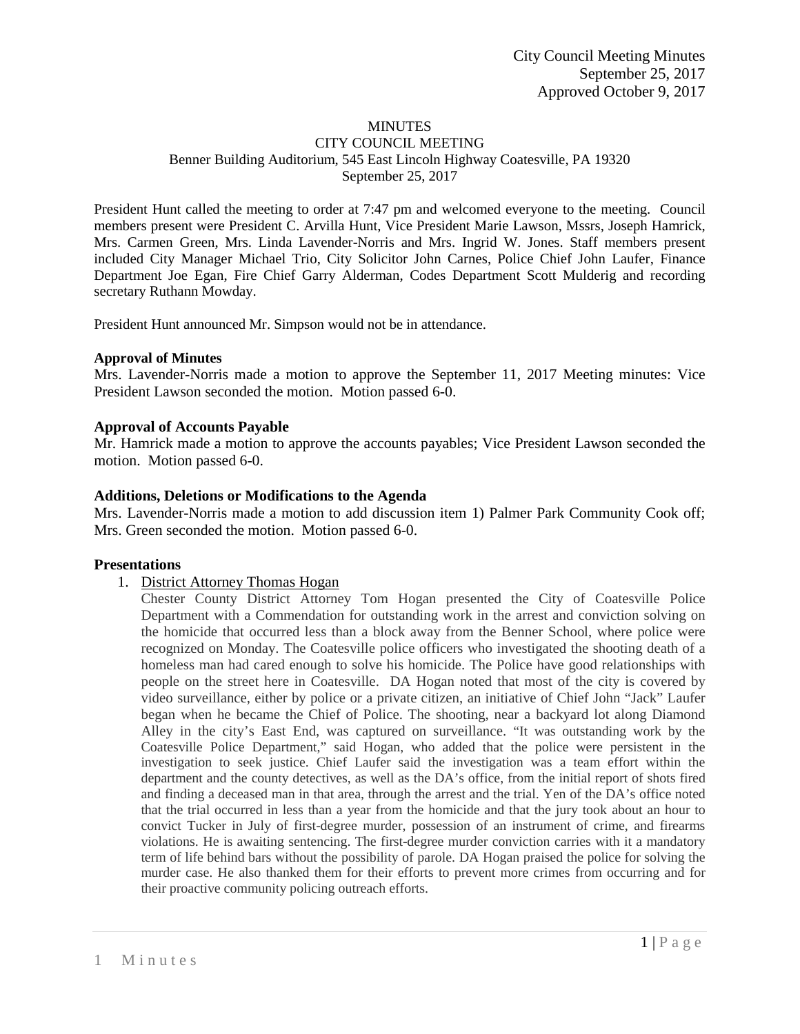City Council Meeting Minutes
September 25, 2017
Approved October 9, 2017

MINUTES
CITY COUNCIL MEETING
Benner Building Auditorium, 545 East Lincoln Highway Coatesville, PA 19320
September 25, 2017

President Hunt called the meeting to order at 7:47 pm and welcomed everyone to the meeting. Council members present were President C. Arvilla Hunt, Vice President Marie Lawson, Mssrs, Joseph Hamrick, Mrs. Carmen Green, Mrs. Linda Lavender-Norris and Mrs. Ingrid W. Jones. Staff members present included City Manager Michael Trio, City Solicitor John Carnes, Police Chief John Laufer, Finance Department Joe Egan, Fire Chief Garry Alderman, Codes Department Scott Mulderig and recording secretary Ruthann Mowday.

President Hunt announced Mr. Simpson would not be in attendance.

**Approval of Minutes**
Mrs. Lavender-Norris made a motion to approve the September 11, 2017 Meeting minutes: Vice President Lawson seconded the motion. Motion passed 6-0.

**Approval of Accounts Payable**
Mr. Hamrick made a motion to approve the accounts payables; Vice President Lawson seconded the motion. Motion passed 6-0.

**Additions, Deletions or Modifications to the Agenda**
Mrs. Lavender-Norris made a motion to add discussion item 1) Palmer Park Community Cook off; Mrs. Green seconded the motion. Motion passed 6-0.

**Presentations**

1. District Attorney Thomas Hogan
   Chester County District Attorney Tom Hogan presented the City of Coatesville Police Department with a Commendation for outstanding work in the arrest and conviction solving on the homicide that occurred less than a block away from the Benner School, where police were recognized on Monday. The Coatesville police officers who investigated the shooting death of a homeless man had cared enough to solve his homicide. The Police have good relationships with people on the street here in Coatesville. DA Hogan noted that most of the city is covered by video surveillance, either by police or a private citizen, an initiative of Chief John "Jack" Laufer began when he became the Chief of Police. The shooting, near a backyard lot along Diamond Alley in the city's East End, was captured on surveillance. "It was outstanding work by the Coatesville Police Department," said Hogan, who added that the police were persistent in the investigation to seek justice. Chief Laufer said the investigation was a team effort within the department and the county detectives, as well as the DA's office, from the initial report of shots fired and finding a deceased man in that area, through the arrest and the trial. Yen of the DA's office noted that the trial occurred in less than a year from the homicide and that the jury took about an hour to convict Tucker in July of first-degree murder, possession of an instrument of crime, and firearms violations. He is awaiting sentencing. The first-degree murder conviction carries with it a mandatory term of life behind bars without the possibility of parole. DA Hogan praised the police for solving the murder case. He also thanked them for their efforts to prevent more crimes from occurring and for their proactive community policing outreach efforts.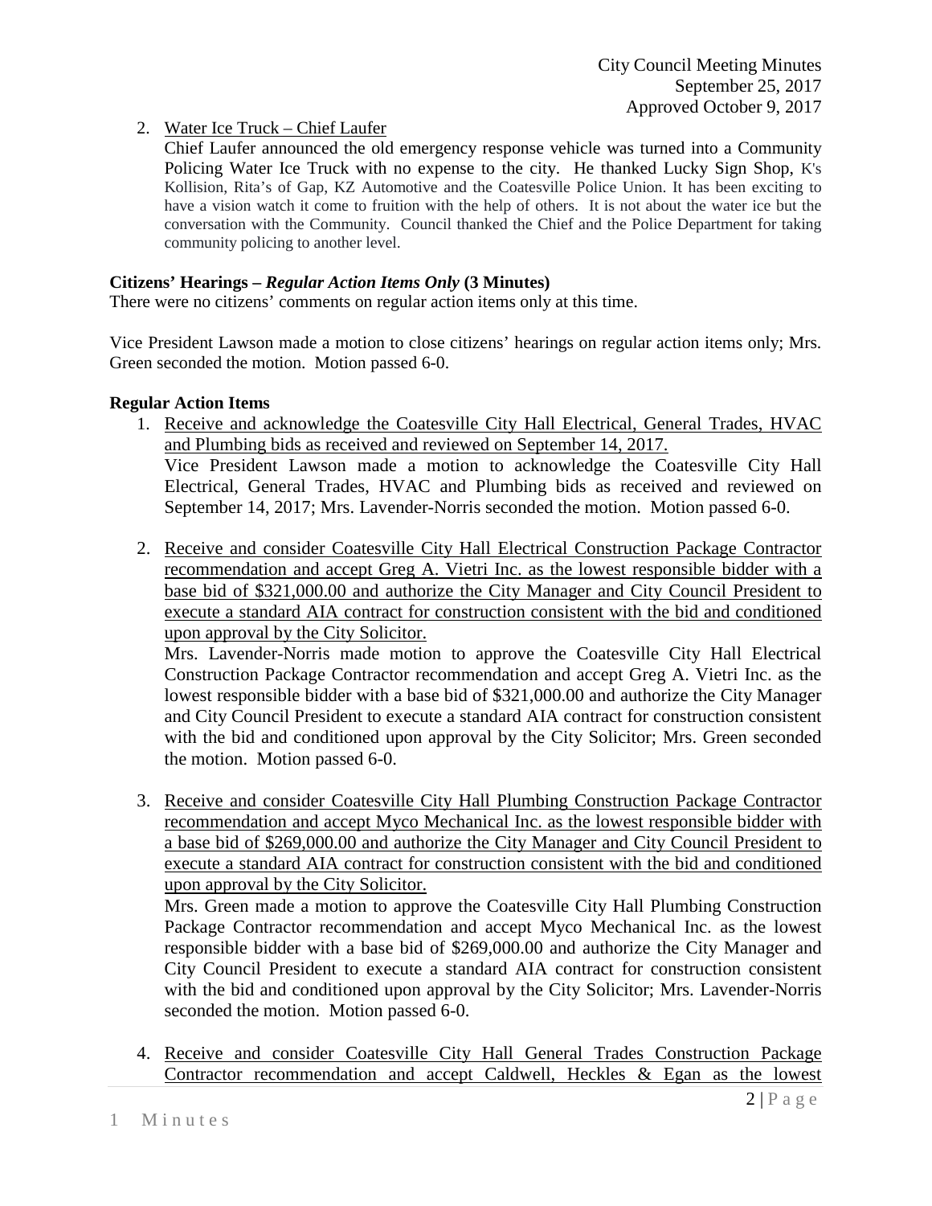2. Water Ice Truck – Chief Laufer
   Chief Laufer announced the old emergency response vehicle was turned into a Community Policing Water Ice Truck with no expense to the city. He thanked Lucky Sign Shop, K's Kollision, Rita's of Gap, KZ Automotive and the Coatesville Police Union. It has been exciting to have a vision watch it come to fruition with the help of others. It is not about the water ice but the conversation with the Community. Council thanked the Chief and the Police Department for taking community policing to another level.

**Citizens' Hearings –** ***Regular Action Items Only*** **(3 Minutes)**

There were no citizens' comments on regular action items only at this time.

Vice President Lawson made a motion to close citizens' hearings on regular action items only; Mrs. Green seconded the motion. Motion passed 6-0.

**Regular Action Items**

1. Receive and acknowledge the Coatesville City Hall Electrical, General Trades, HVAC and Plumbing bids as received and reviewed on September 14, 2017.
   Vice President Lawson made a motion to acknowledge the Coatesville City Hall Electrical, General Trades, HVAC and Plumbing bids as received and reviewed on September 14, 2017; Mrs. Lavender-Norris seconded the motion. Motion passed 6-0.

2. Receive and consider Coatesville City Hall Electrical Construction Package Contractor recommendation and accept Greg A. Vietri Inc. as the lowest responsible bidder with a base bid of $321,000.00 and authorize the City Manager and City Council President to execute a standard AIA contract for construction consistent with the bid and conditioned upon approval by the City Solicitor.
   Mrs. Lavender-Norris made motion to approve the Coatesville City Hall Electrical Construction Package Contractor recommendation and accept Greg A. Vietri Inc. as the lowest responsible bidder with a base bid of $321,000.00 and authorize the City Manager and City Council President to execute a standard AIA contract for construction consistent with the bid and conditioned upon approval by the City Solicitor; Mrs. Green seconded the motion. Motion passed 6-0.

3. Receive and consider Coatesville City Hall Plumbing Construction Package Contractor recommendation and accept Myco Mechanical Inc. as the lowest responsible bidder with a base bid of $269,000.00 and authorize the City Manager and City Council President to execute a standard AIA contract for construction consistent with the bid and conditioned upon approval by the City Solicitor.
   Mrs. Green made a motion to approve the Coatesville City Hall Plumbing Construction Package Contractor recommendation and accept Myco Mechanical Inc. as the lowest responsible bidder with a base bid of $269,000.00 and authorize the City Manager and City Council President to execute a standard AIA contract for construction consistent with the bid and conditioned upon approval by the City Solicitor; Mrs. Lavender-Norris seconded the motion. Motion passed 6-0.

4. Receive and consider Coatesville City Hall General Trades Construction Package Contractor recommendation and accept Caldwell, Heckles & Egan as the lowest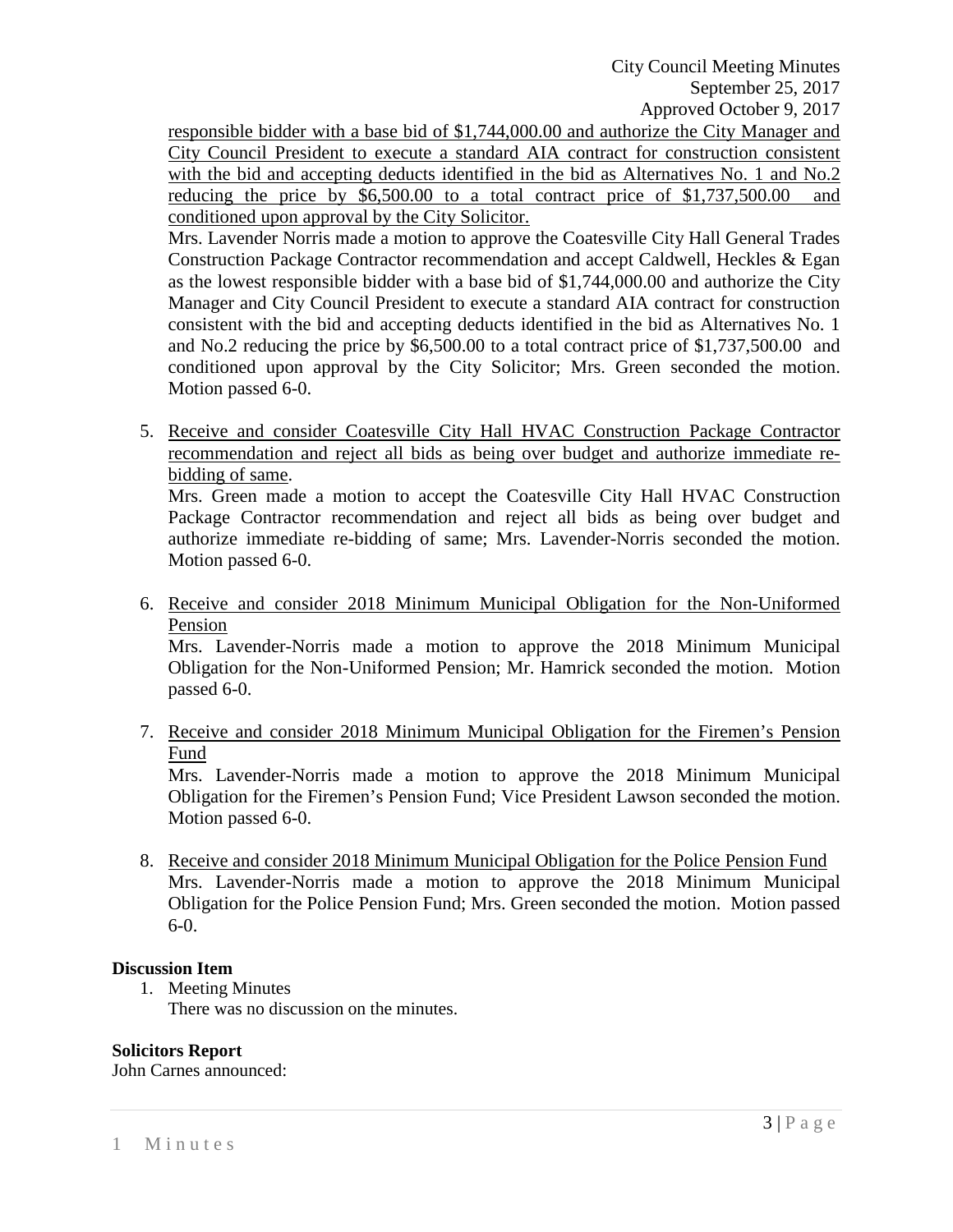responsible bidder with a base bid of $1,744,000.00 and authorize the City Manager and City Council President to execute a standard AIA contract for construction consistent with the bid and accepting deducts identified in the bid as Alternatives No. 1 and No.2 reducing the price by $6,500.00 to a total contract price of $1,737,500.00 and conditioned upon approval by the City Solicitor.

Mrs. Lavender Norris made a motion to approve the Coatesville City Hall General Trades Construction Package Contractor recommendation and accept Caldwell, Heckles & Egan as the lowest responsible bidder with a base bid of $1,744,000.00 and authorize the City Manager and City Council President to execute a standard AIA contract for construction consistent with the bid and accepting deducts identified in the bid as Alternatives No. 1 and No.2 reducing the price by $6,500.00 to a total contract price of $1,737,500.00 and conditioned upon approval by the City Solicitor; Mrs. Green seconded the motion. Motion passed 6-0.

5. Receive and consider Coatesville City Hall HVAC Construction Package Contractor recommendation and reject all bids as being over budget and authorize immediate re-bidding of same.
   Mrs. Green made a motion to accept the Coatesville City Hall HVAC Construction Package Contractor recommendation and reject all bids as being over budget and authorize immediate re-bidding of same; Mrs. Lavender-Norris seconded the motion. Motion passed 6-0.

6. Receive and consider 2018 Minimum Municipal Obligation for the Non-Uniformed Pension
   Mrs. Lavender-Norris made a motion to approve the 2018 Minimum Municipal Obligation for the Non-Uniformed Pension; Mr. Hamrick seconded the motion. Motion passed 6-0.

7. Receive and consider 2018 Minimum Municipal Obligation for the Firemen's Pension Fund
   Mrs. Lavender-Norris made a motion to approve the 2018 Minimum Municipal Obligation for the Firemen's Pension Fund; Vice President Lawson seconded the motion. Motion passed 6-0.

8. Receive and consider 2018 Minimum Municipal Obligation for the Police Pension Fund
   Mrs. Lavender-Norris made a motion to approve the 2018 Minimum Municipal Obligation for the Police Pension Fund; Mrs. Green seconded the motion. Motion passed 6-0.

**Discussion Item**

1. Meeting Minutes
   There was no discussion on the minutes.

**Solicitors Report**

John Carnes announced: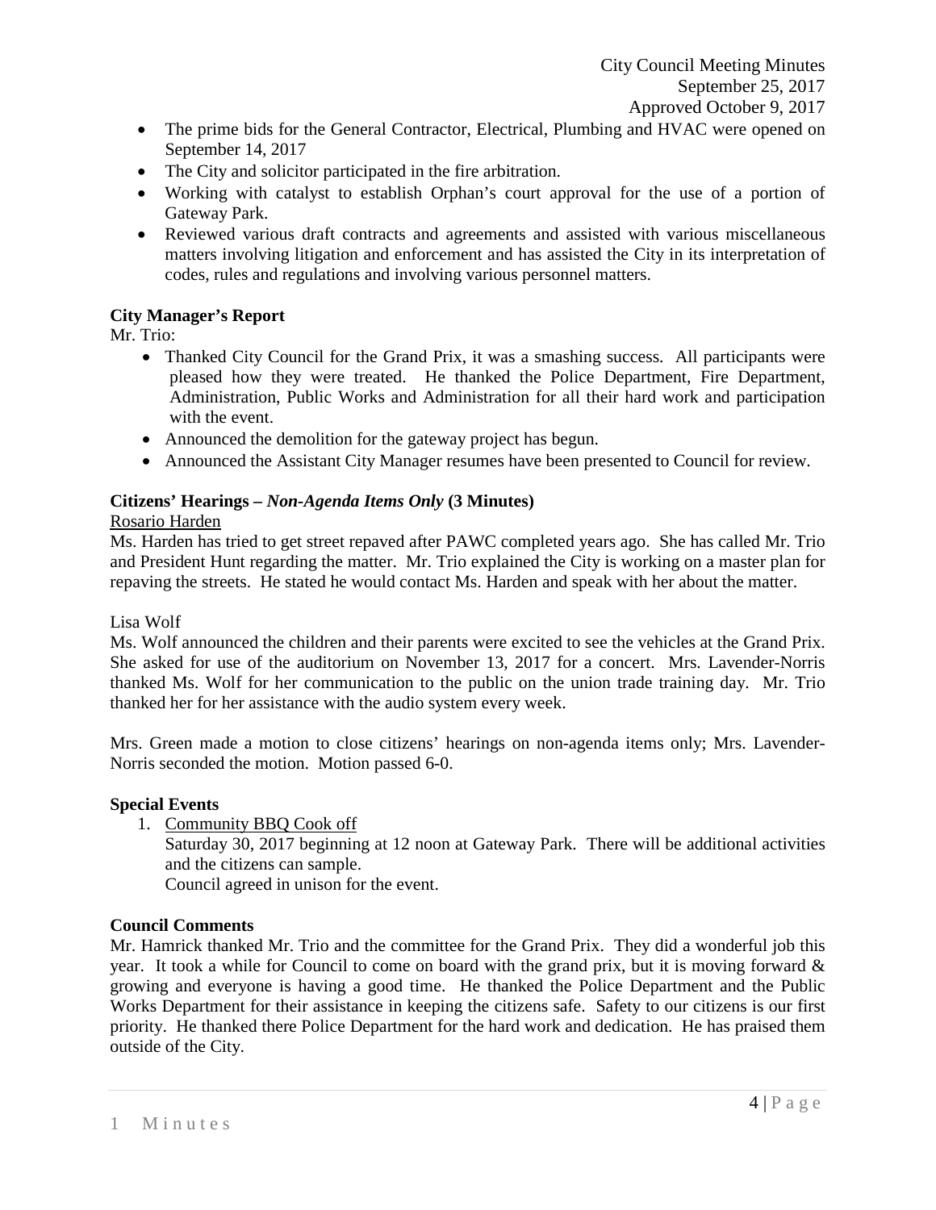- The prime bids for the General Contractor, Electrical, Plumbing and HVAC were opened on September 14, 2017
- The City and solicitor participated in the fire arbitration.
- Working with catalyst to establish Orphan's court approval for the use of a portion of Gateway Park.
- Reviewed various draft contracts and agreements and assisted with various miscellaneous matters involving litigation and enforcement and has assisted the City in its interpretation of codes, rules and regulations and involving various personnel matters.

**City Manager's Report**

Mr. Trio:

- Thanked City Council for the Grand Prix, it was a smashing success. All participants were pleased how they were treated. He thanked the Police Department, Fire Department, Administration, Public Works and Administration for all their hard work and participation with the event.
- Announced the demolition for the gateway project has begun.
- Announced the Assistant City Manager resumes have been presented to Council for review.

**Citizens' Hearings – *Non-Agenda Items Only* (3 Minutes)**

Rosario Harden

Ms. Harden has tried to get street repaved after PAWC completed years ago. She has called Mr. Trio and President Hunt regarding the matter. Mr. Trio explained the City is working on a master plan for repaving the streets. He stated he would contact Ms. Harden and speak with her about the matter.

Lisa Wolf

Ms. Wolf announced the children and their parents were excited to see the vehicles at the Grand Prix. She asked for use of the auditorium on November 13, 2017 for a concert. Mrs. Lavender-Norris thanked Ms. Wolf for her communication to the public on the union trade training day. Mr. Trio thanked her for her assistance with the audio system every week.

Mrs. Green made a motion to close citizens' hearings on non-agenda items only; Mrs. Lavender-Norris seconded the motion. Motion passed 6-0.

**Special Events**

1. Community BBQ Cook off
   Saturday 30, 2017 beginning at 12 noon at Gateway Park. There will be additional activities and the citizens can sample.
   Council agreed in unison for the event.

**Council Comments**

Mr. Hamrick thanked Mr. Trio and the committee for the Grand Prix. They did a wonderful job this year. It took a while for Council to come on board with the grand prix, but it is moving forward & growing and everyone is having a good time. He thanked the Police Department and the Public Works Department for their assistance in keeping the citizens safe. Safety to our citizens is our first priority. He thanked there Police Department for the hard work and dedication. He has praised them outside of the City.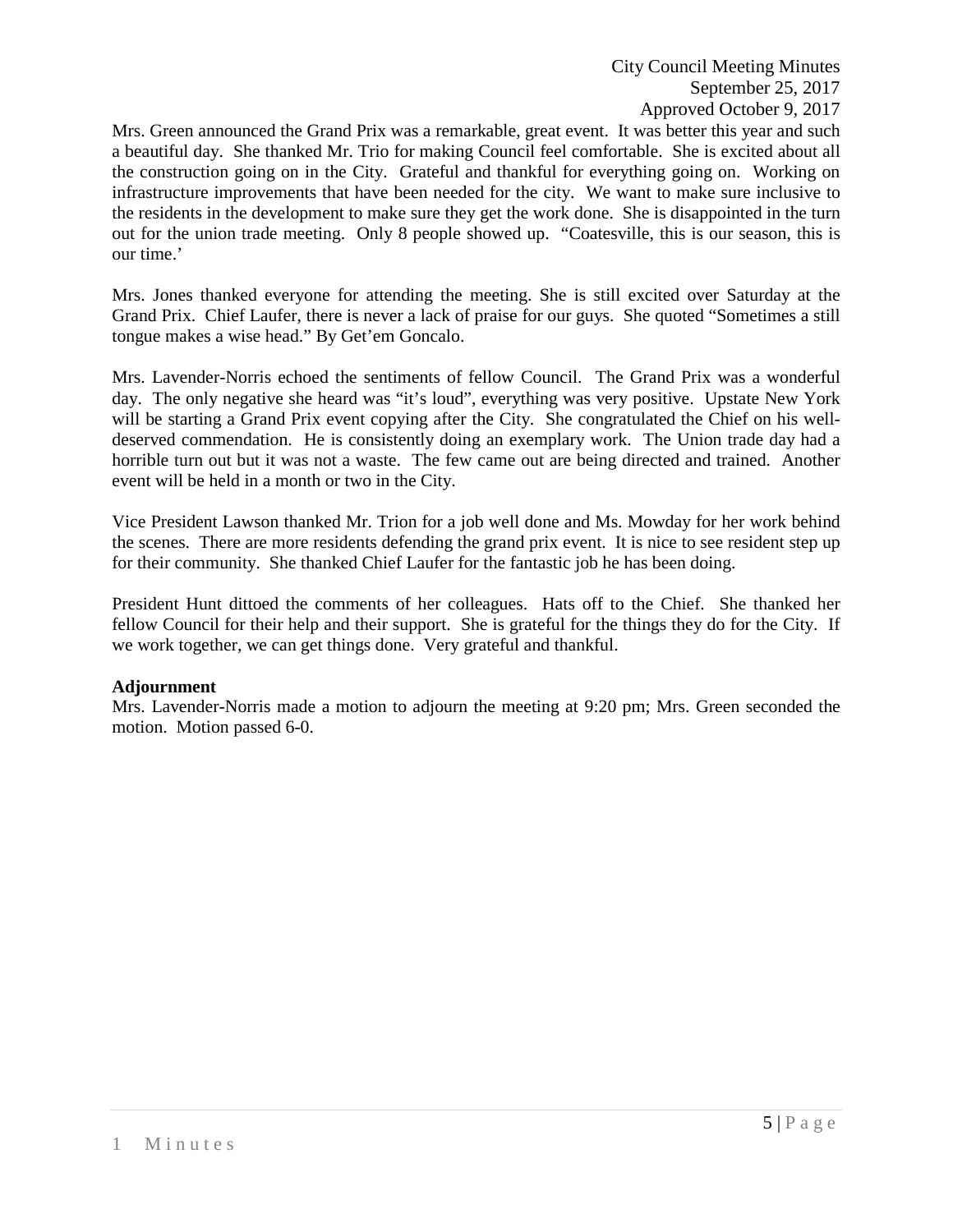Mrs. Green announced the Grand Prix was a remarkable, great event. It was better this year and such a beautiful day. She thanked Mr. Trio for making Council feel comfortable. She is excited about all the construction going on in the City. Grateful and thankful for everything going on. Working on infrastructure improvements that have been needed for the city. We want to make sure inclusive to the residents in the development to make sure they get the work done. She is disappointed in the turn out for the union trade meeting. Only 8 people showed up. "Coatesville, this is our season, this is our time.'

Mrs. Jones thanked everyone for attending the meeting. She is still excited over Saturday at the Grand Prix. Chief Laufer, there is never a lack of praise for our guys. She quoted "Sometimes a still tongue makes a wise head." By Get'em Goncalo.

Mrs. Lavender-Norris echoed the sentiments of fellow Council. The Grand Prix was a wonderful day. The only negative she heard was "it's loud", everything was very positive. Upstate New York will be starting a Grand Prix event copying after the City. She congratulated the Chief on his well-deserved commendation. He is consistently doing an exemplary work. The Union trade day had a horrible turn out but it was not a waste. The few came out are being directed and trained. Another event will be held in a month or two in the City.

Vice President Lawson thanked Mr. Trion for a job well done and Ms. Mowday for her work behind the scenes. There are more residents defending the grand prix event. It is nice to see resident step up for their community. She thanked Chief Laufer for the fantastic job he has been doing.

President Hunt dittoed the comments of her colleagues. Hats off to the Chief. She thanked her fellow Council for their help and their support. She is grateful for the things they do for the City. If we work together, we can get things done. Very grateful and thankful.

**Adjournment**

Mrs. Lavender-Norris made a motion to adjourn the meeting at 9:20 pm; Mrs. Green seconded the motion. Motion passed 6-0.